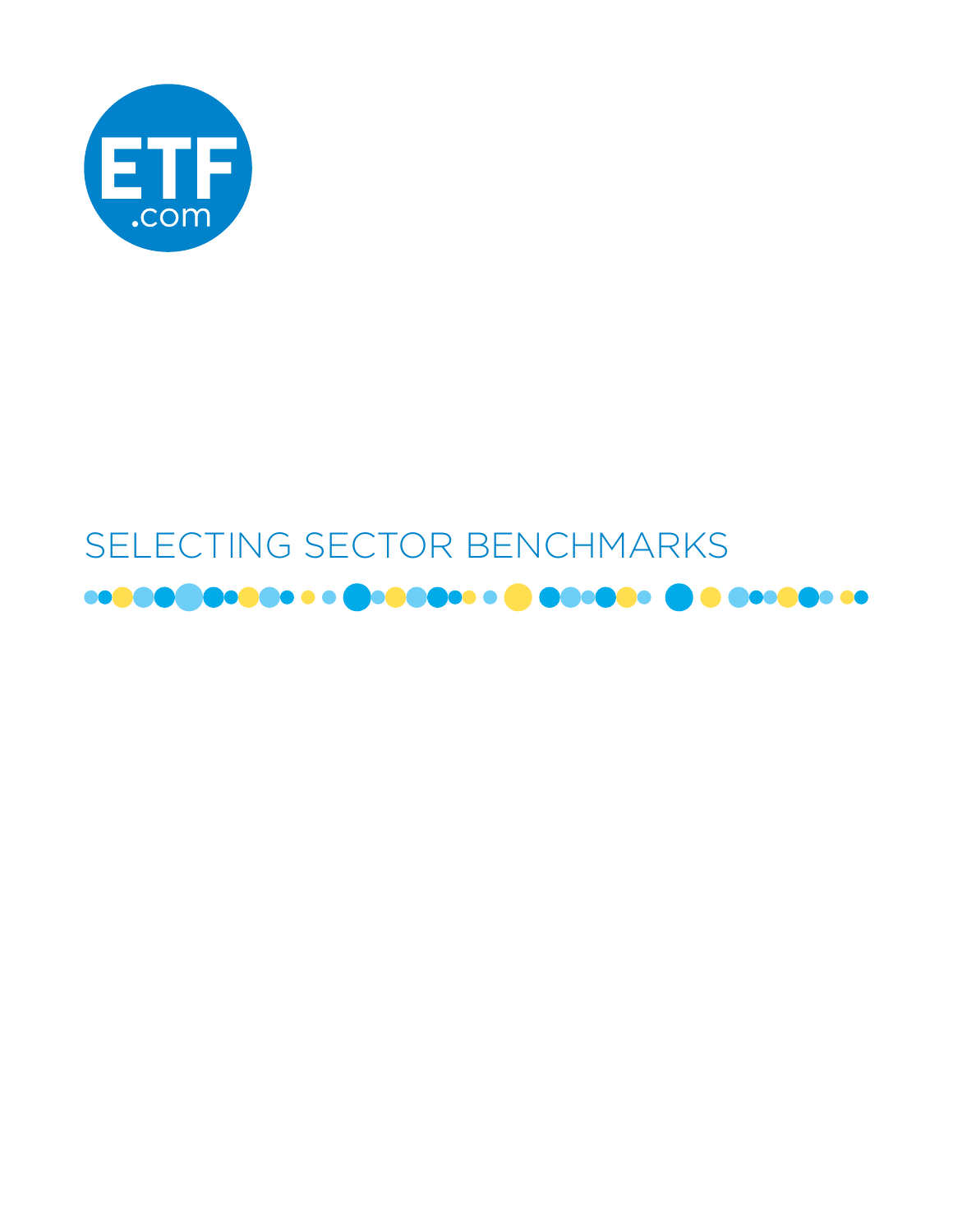ETF.com

# SELECTING SECTOR BENCHMARKS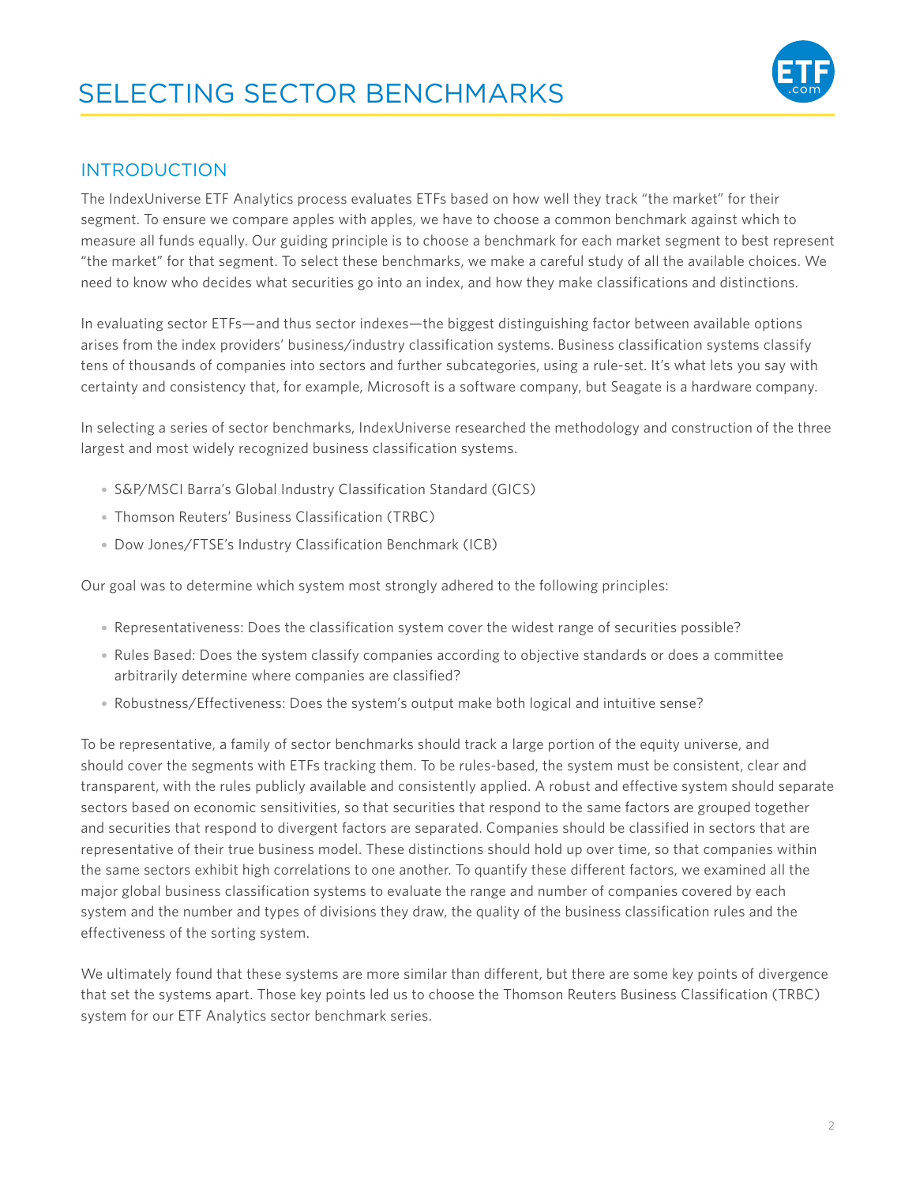# SELECTING SECTOR BENCHMARKS

## INTRODUCTION

The IndexUniverse ETF Analytics process evaluates ETFs based on how well they track "the market" for their segment. To ensure we compare apples with apples, we have to choose a common benchmark against which to measure all funds equally. Our guiding principle is to choose a benchmark for each market segment to best represent "the market" for that segment. To select these benchmarks, we make a careful study of all the available choices. We need to know who decides what securities go into an index, and how they make classifications and distinctions.

In evaluating sector ETFs—and thus sector indexes—the biggest distinguishing factor between available options arises from the index providers' business/industry classification systems. Business classification systems classify tens of thousands of companies into sectors and further subcategories, using a rule-set. It's what lets you say with certainty and consistency that, for example, Microsoft is a software company, but Seagate is a hardware company.

In selecting a series of sector benchmarks, IndexUniverse researched the methodology and construction of the three largest and most widely recognized business classification systems.

- S&P/MSCI Barra's Global Industry Classification Standard (GICS)
- Thomson Reuters' Business Classification (TRBC)
- Dow Jones/FTSE's Industry Classification Benchmark (ICB)

Our goal was to determine which system most strongly adhered to the following principles:

- Representativeness: Does the classification system cover the widest range of securities possible?
- Rules Based: Does the system classify companies according to objective standards or does a committee arbitrarily determine where companies are classified?
- Robustness/Effectiveness: Does the system's output make both logical and intuitive sense?

To be representative, a family of sector benchmarks should track a large portion of the equity universe, and should cover the segments with ETFs tracking them. To be rules-based, the system must be consistent, clear and transparent, with the rules publicly available and consistently applied. A robust and effective system should separate sectors based on economic sensitivities, so that securities that respond to the same factors are grouped together and securities that respond to divergent factors are separated. Companies should be classified in sectors that are representative of their true business model. These distinctions should hold up over time, so that companies within the same sectors exhibit high correlations to one another. To quantify these different factors, we examined all the major global business classification systems to evaluate the range and number of companies covered by each system and the number and types of divisions they draw, the quality of the business classification rules and the effectiveness of the sorting system.

We ultimately found that these systems are more similar than different, but there are some key points of divergence that set the systems apart. Those key points led us to choose the Thomson Reuters Business Classification (TRBC) system for our ETF Analytics sector benchmark series.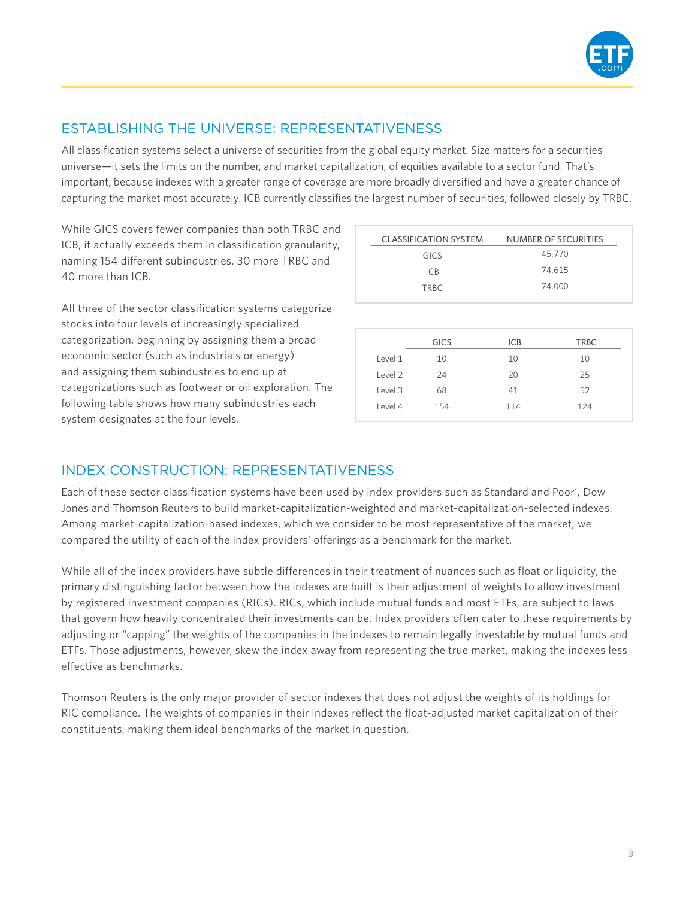## ESTABLISHING THE UNIVERSE: REPRESENTATIVENESS

All classification systems select a universe of securities from the global equity market. Size matters for a securities universe—it sets the limits on the number, and market capitalization, of equities available to a sector fund. That's important, because indexes with a greater range of coverage are more broadly diversified and have a greater chance of capturing the market most accurately. ICB currently classifies the largest number of securities, followed closely by TRBC.

While GICS covers fewer companies than both TRBC and ICB, it actually exceeds them in classification granularity, naming 154 different subindustries, 30 more TRBC and 40 more than ICB.

| CLASSIFICATION SYSTEM | NUMBER OF SECURITIES |
|---|---|
| GICS | 45,770 |
| ICB | 74,615 |
| TRBC | 74,000 |

All three of the sector classification systems categorize stocks into four levels of increasingly specialized categorization, beginning by assigning them a broad economic sector (such as industrials or energy) and assigning them subindustries to end up at categorizations such as footwear or oil exploration. The following table shows how many subindustries each system designates at the four levels.

| | GICS | ICB | TRBC |
|---|---|---|---|
| Level 1 | 10 | 10 | 10 |
| Level 2 | 24 | 20 | 25 |
| Level 3 | 68 | 41 | 52 |
| Level 4 | 154 | 114 | 124 |

## INDEX CONSTRUCTION: REPRESENTATIVENESS

Each of these sector classification systems have been used by index providers such as Standard and Poor', Dow Jones and Thomson Reuters to build market-capitalization-weighted and market-capitalization-selected indexes. Among market-capitalization-based indexes, which we consider to be most representative of the market, we compared the utility of each of the index providers' offerings as a benchmark for the market.

While all of the index providers have subtle differences in their treatment of nuances such as float or liquidity, the primary distinguishing factor between how the indexes are built is their adjustment of weights to allow investment by registered investment companies (RICs). RICs, which include mutual funds and most ETFs, are subject to laws that govern how heavily concentrated their investments can be. Index providers often cater to these requirements by adjusting or "capping" the weights of the companies in the indexes to remain legally investable by mutual funds and ETFs. Those adjustments, however, skew the index away from representing the true market, making the indexes less effective as benchmarks.

Thomson Reuters is the only major provider of sector indexes that does not adjust the weights of its holdings for RIC compliance. The weights of companies in their indexes reflect the float-adjusted market capitalization of their constituents, making them ideal benchmarks of the market in question.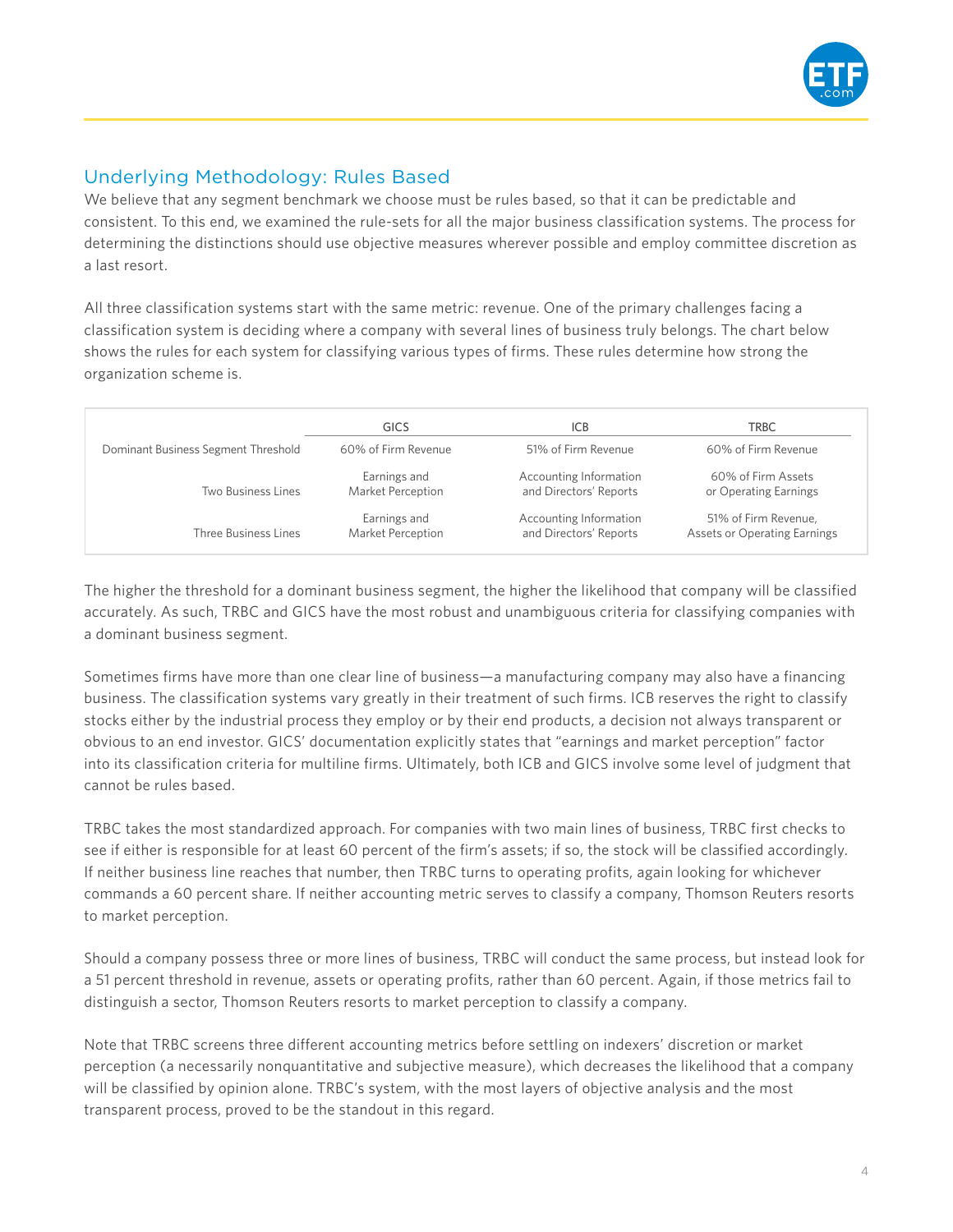## Underlying Methodology: Rules Based

We believe that any segment benchmark we choose must be rules based, so that it can be predictable and consistent. To this end, we examined the rule-sets for all the major business classification systems. The process for determining the distinctions should use objective measures wherever possible and employ committee discretion as a last resort.

All three classification systems start with the same metric: revenue. One of the primary challenges facing a classification system is deciding where a company with several lines of business truly belongs. The chart below shows the rules for each system for classifying various types of firms. These rules determine how strong the organization scheme is.

| | GICS | ICB | TRBC |
|---|---|---|---|
| Dominant Business Segment Threshold | 60% of Firm Revenue | 51% of Firm Revenue | 60% of Firm Revenue |
| Two Business Lines | Earnings and Market Perception | Accounting Information and Directors' Reports | 60% of Firm Assets or Operating Earnings |
| Three Business Lines | Earnings and Market Perception | Accounting Information and Directors' Reports | 51% of Firm Revenue, Assets or Operating Earnings |

The higher the threshold for a dominant business segment, the higher the likelihood that company will be classified accurately. As such, TRBC and GICS have the most robust and unambiguous criteria for classifying companies with a dominant business segment.

Sometimes firms have more than one clear line of business—a manufacturing company may also have a financing business. The classification systems vary greatly in their treatment of such firms. ICB reserves the right to classify stocks either by the industrial process they employ or by their end products, a decision not always transparent or obvious to an end investor. GICS' documentation explicitly states that "earnings and market perception" factor into its classification criteria for multiline firms. Ultimately, both ICB and GICS involve some level of judgment that cannot be rules based.

TRBC takes the most standardized approach. For companies with two main lines of business, TRBC first checks to see if either is responsible for at least 60 percent of the firm's assets; if so, the stock will be classified accordingly. If neither business line reaches that number, then TRBC turns to operating profits, again looking for whichever commands a 60 percent share. If neither accounting metric serves to classify a company, Thomson Reuters resorts to market perception.

Should a company possess three or more lines of business, TRBC will conduct the same process, but instead look for a 51 percent threshold in revenue, assets or operating profits, rather than 60 percent. Again, if those metrics fail to distinguish a sector, Thomson Reuters resorts to market perception to classify a company.

Note that TRBC screens three different accounting metrics before settling on indexers' discretion or market perception (a necessarily nonquantitative and subjective measure), which decreases the likelihood that a company will be classified by opinion alone. TRBC's system, with the most layers of objective analysis and the most transparent process, proved to be the standout in this regard.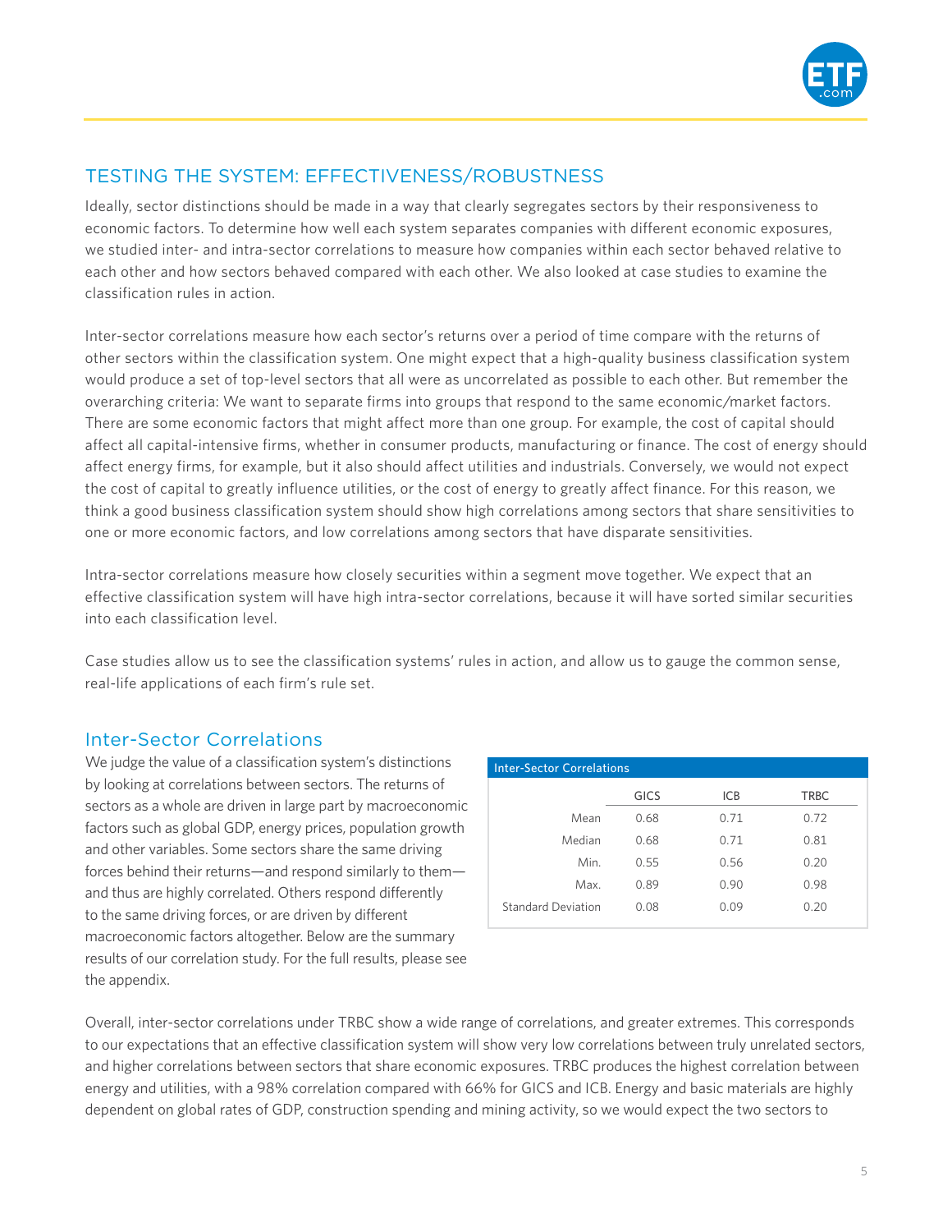## TESTING THE SYSTEM: EFFECTIVENESS/ROBUSTNESS

Ideally, sector distinctions should be made in a way that clearly segregates sectors by their responsiveness to economic factors. To determine how well each system separates companies with different economic exposures, we studied inter- and intra-sector correlations to measure how companies within each sector behaved relative to each other and how sectors behaved compared with each other. We also looked at case studies to examine the classification rules in action.

Inter-sector correlations measure how each sector's returns over a period of time compare with the returns of other sectors within the classification system. One might expect that a high-quality business classification system would produce a set of top-level sectors that all were as uncorrelated as possible to each other. But remember the overarching criteria: We want to separate firms into groups that respond to the same economic/market factors. There are some economic factors that might affect more than one group. For example, the cost of capital should affect all capital-intensive firms, whether in consumer products, manufacturing or finance. The cost of energy should affect energy firms, for example, but it also should affect utilities and industrials. Conversely, we would not expect the cost of capital to greatly influence utilities, or the cost of energy to greatly affect finance. For this reason, we think a good business classification system should show high correlations among sectors that share sensitivities to one or more economic factors, and low correlations among sectors that have disparate sensitivities.

Intra-sector correlations measure how closely securities within a segment move together. We expect that an effective classification system will have high intra-sector correlations, because it will have sorted similar securities into each classification level.

Case studies allow us to see the classification systems' rules in action, and allow us to gauge the common sense, real-life applications of each firm's rule set.

### Inter-Sector Correlations

We judge the value of a classification system's distinctions by looking at correlations between sectors. The returns of sectors as a whole are driven in large part by macroeconomic factors such as global GDP, energy prices, population growth and other variables. Some sectors share the same driving forces behind their returns—and respond similarly to them—and thus are highly correlated. Others respond differently to the same driving forces, or are driven by different macroeconomic factors altogether. Below are the summary results of our correlation study. For the full results, please see the appendix.

Inter-Sector Correlations

| | GICS | ICB | TRBC |
|---|---|---|---|
| Mean | 0.68 | 0.71 | 0.72 |
| Median | 0.68 | 0.71 | 0.81 |
| Min. | 0.55 | 0.56 | 0.20 |
| Max. | 0.89 | 0.90 | 0.98 |
| Standard Deviation | 0.08 | 0.09 | 0.20 |

Overall, inter-sector correlations under TRBC show a wide range of correlations, and greater extremes. This corresponds to our expectations that an effective classification system will show very low correlations between truly unrelated sectors, and higher correlations between sectors that share economic exposures. TRBC produces the highest correlation between energy and utilities, with a 98% correlation compared with 66% for GICS and ICB. Energy and basic materials are highly dependent on global rates of GDP, construction spending and mining activity, so we would expect the two sectors to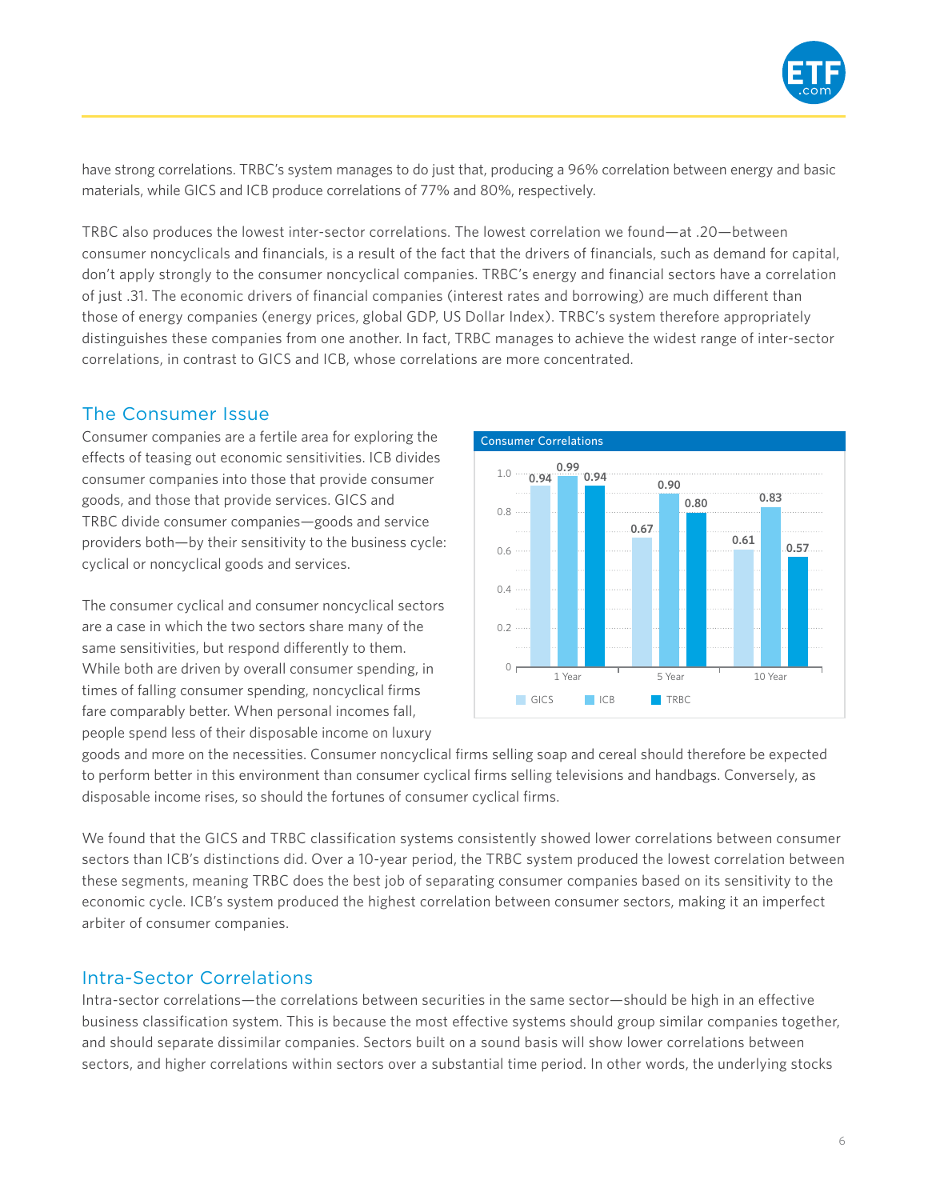have strong correlations. TRBC's system manages to do just that, producing a 96% correlation between energy and basic materials, while GICS and ICB produce correlations of 77% and 80%, respectively.

TRBC also produces the lowest inter-sector correlations. The lowest correlation we found—at .20—between consumer noncyclicals and financials, is a result of the fact that the drivers of financials, such as demand for capital, don't apply strongly to the consumer noncyclical companies. TRBC's energy and financial sectors have a correlation of just .31. The economic drivers of financial companies (interest rates and borrowing) are much different than those of energy companies (energy prices, global GDP, US Dollar Index). TRBC's system therefore appropriately distinguishes these companies from one another. In fact, TRBC manages to achieve the widest range of inter-sector correlations, in contrast to GICS and ICB, whose correlations are more concentrated.

## The Consumer Issue

Consumer companies are a fertile area for exploring the effects of teasing out economic sensitivities. ICB divides consumer companies into those that provide consumer goods, and those that provide services. GICS and TRBC divide consumer companies—goods and service providers both—by their sensitivity to the business cycle: cyclical or noncyclical goods and services.

**Consumer Correlations**

| | GICS | ICB | TRBC |
|---|---|---|---|
| 1 Year | 0.94 | 0.99 | 0.94 |
| 5 Year | 0.67 | 0.90 | 0.80 |
| 10 Year | 0.61 | 0.83 | 0.57 |

The consumer cyclical and consumer noncyclical sectors are a case in which the two sectors share many of the same sensitivities, but respond differently to them. While both are driven by overall consumer spending, in times of falling consumer spending, noncyclical firms fare comparably better. When personal incomes fall, people spend less of their disposable income on luxury goods and more on the necessities. Consumer noncyclical firms selling soap and cereal should therefore be expected to perform better in this environment than consumer cyclical firms selling televisions and handbags. Conversely, as disposable income rises, so should the fortunes of consumer cyclical firms.

We found that the GICS and TRBC classification systems consistently showed lower correlations between consumer sectors than ICB's distinctions did. Over a 10-year period, the TRBC system produced the lowest correlation between these segments, meaning TRBC does the best job of separating consumer companies based on its sensitivity to the economic cycle. ICB's system produced the highest correlation between consumer sectors, making it an imperfect arbiter of consumer companies.

## Intra-Sector Correlations

Intra-sector correlations—the correlations between securities in the same sector—should be high in an effective business classification system. This is because the most effective systems should group similar companies together, and should separate dissimilar companies. Sectors built on a sound basis will show lower correlations between sectors, and higher correlations within sectors over a substantial time period. In other words, the underlying stocks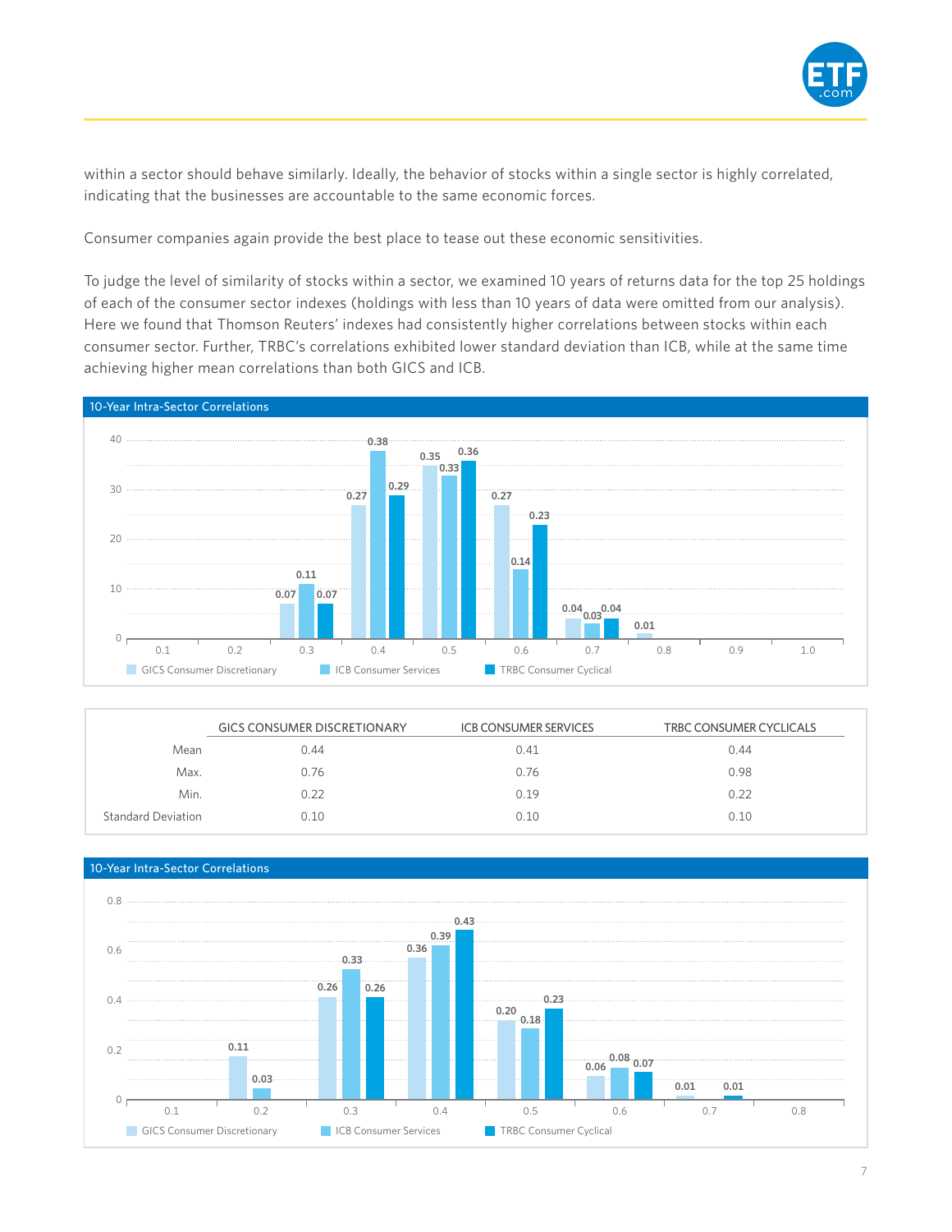within a sector should behave similarly. Ideally, the behavior of stocks within a single sector is highly correlated, indicating that the businesses are accountable to the same economic forces.

Consumer companies again provide the best place to tease out these economic sensitivities.

To judge the level of similarity of stocks within a sector, we examined 10 years of returns data for the top 25 holdings of each of the consumer sector indexes (holdings with less than 10 years of data were omitted from our analysis). Here we found that Thomson Reuters' indexes had consistently higher correlations between stocks within each consumer sector. Further, TRBC's correlations exhibited lower standard deviation than ICB, while at the same time achieving higher mean correlations than both GICS and ICB.

**10-Year Intra-Sector Correlations**

| | GICS Consumer Discretionary | ICB Consumer Services | TRBC Consumer Cyclical |
|---|---|---|---|
| 0.1 | | | |
| 0.2 | | | |
| 0.3 | 0.07 | 0.11 | 0.07 |
| 0.4 | 0.27 | 0.38 | 0.29 |
| 0.5 | 0.35 | 0.33 | 0.36 |
| 0.6 | 0.27 | 0.14 | 0.23 |
| 0.7 | 0.04 | 0.03 | 0.04 |
| 0.8 | 0.01 | | |
| 0.9 | | | |
| 1.0 | | | |

| | GICS CONSUMER DISCRETIONARY | ICB CONSUMER SERVICES | TRBC CONSUMER CYCLICALS |
|---|---|---|---|
| Mean | 0.44 | 0.41 | 0.44 |
| Max. | 0.76 | 0.76 | 0.98 |
| Min. | 0.22 | 0.19 | 0.22 |
| Standard Deviation | 0.10 | 0.10 | 0.10 |

**10-Year Intra-Sector Correlations**

| | GICS Consumer Discretionary | ICB Consumer Services | TRBC Consumer Cyclical |
|---|---|---|---|
| 0.1 | | | |
| 0.2 | 0.11 | 0.03 | |
| 0.3 | 0.26 | 0.33 | 0.26 |
| 0.4 | 0.36 | 0.39 | 0.43 |
| 0.5 | 0.20 | 0.18 | 0.23 |
| 0.6 | 0.06 | 0.08 | 0.07 |
| 0.7 | 0.01 | | 0.01 |
| 0.8 | | | |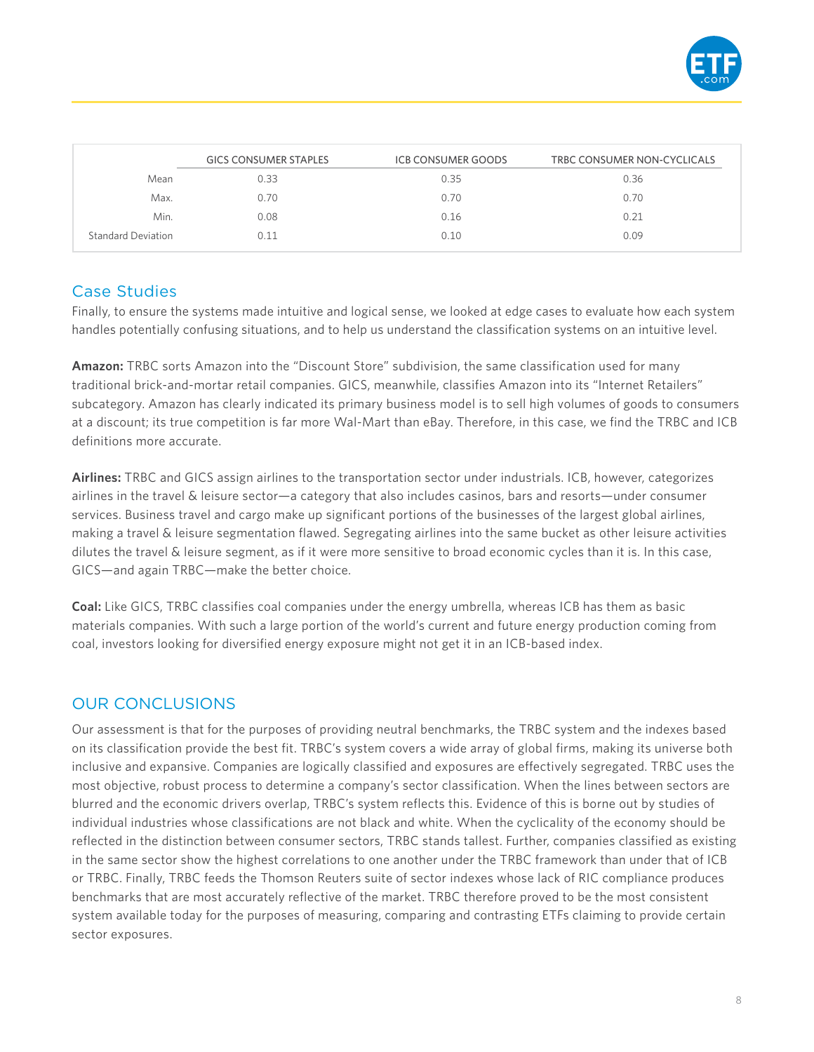| | GICS CONSUMER STAPLES | ICB CONSUMER GOODS | TRBC CONSUMER NON-CYCLICALS |
|---|---|---|---|
| Mean | 0.33 | 0.35 | 0.36 |
| Max. | 0.70 | 0.70 | 0.70 |
| Min. | 0.08 | 0.16 | 0.21 |
| Standard Deviation | 0.11 | 0.10 | 0.09 |

## Case Studies

Finally, to ensure the systems made intuitive and logical sense, we looked at edge cases to evaluate how each system handles potentially confusing situations, and to help us understand the classification systems on an intuitive level.

**Amazon:** TRBC sorts Amazon into the "Discount Store" subdivision, the same classification used for many traditional brick-and-mortar retail companies. GICS, meanwhile, classifies Amazon into its "Internet Retailers" subcategory. Amazon has clearly indicated its primary business model is to sell high volumes of goods to consumers at a discount; its true competition is far more Wal-Mart than eBay. Therefore, in this case, we find the TRBC and ICB definitions more accurate.

**Airlines:** TRBC and GICS assign airlines to the transportation sector under industrials. ICB, however, categorizes airlines in the travel & leisure sector—a category that also includes casinos, bars and resorts—under consumer services. Business travel and cargo make up significant portions of the businesses of the largest global airlines, making a travel & leisure segmentation flawed. Segregating airlines into the same bucket as other leisure activities dilutes the travel & leisure segment, as if it were more sensitive to broad economic cycles than it is. In this case, GICS—and again TRBC—make the better choice.

**Coal:** Like GICS, TRBC classifies coal companies under the energy umbrella, whereas ICB has them as basic materials companies. With such a large portion of the world's current and future energy production coming from coal, investors looking for diversified energy exposure might not get it in an ICB-based index.

## OUR CONCLUSIONS

Our assessment is that for the purposes of providing neutral benchmarks, the TRBC system and the indexes based on its classification provide the best fit. TRBC's system covers a wide array of global firms, making its universe both inclusive and expansive. Companies are logically classified and exposures are effectively segregated. TRBC uses the most objective, robust process to determine a company's sector classification. When the lines between sectors are blurred and the economic drivers overlap, TRBC's system reflects this. Evidence of this is borne out by studies of individual industries whose classifications are not black and white. When the cyclicality of the economy should be reflected in the distinction between consumer sectors, TRBC stands tallest. Further, companies classified as existing in the same sector show the highest correlations to one another under the TRBC framework than under that of ICB or TRBC. Finally, TRBC feeds the Thomson Reuters suite of sector indexes whose lack of RIC compliance produces benchmarks that are most accurately reflective of the market. TRBC therefore proved to be the most consistent system available today for the purposes of measuring, comparing and contrasting ETFs claiming to provide certain sector exposures.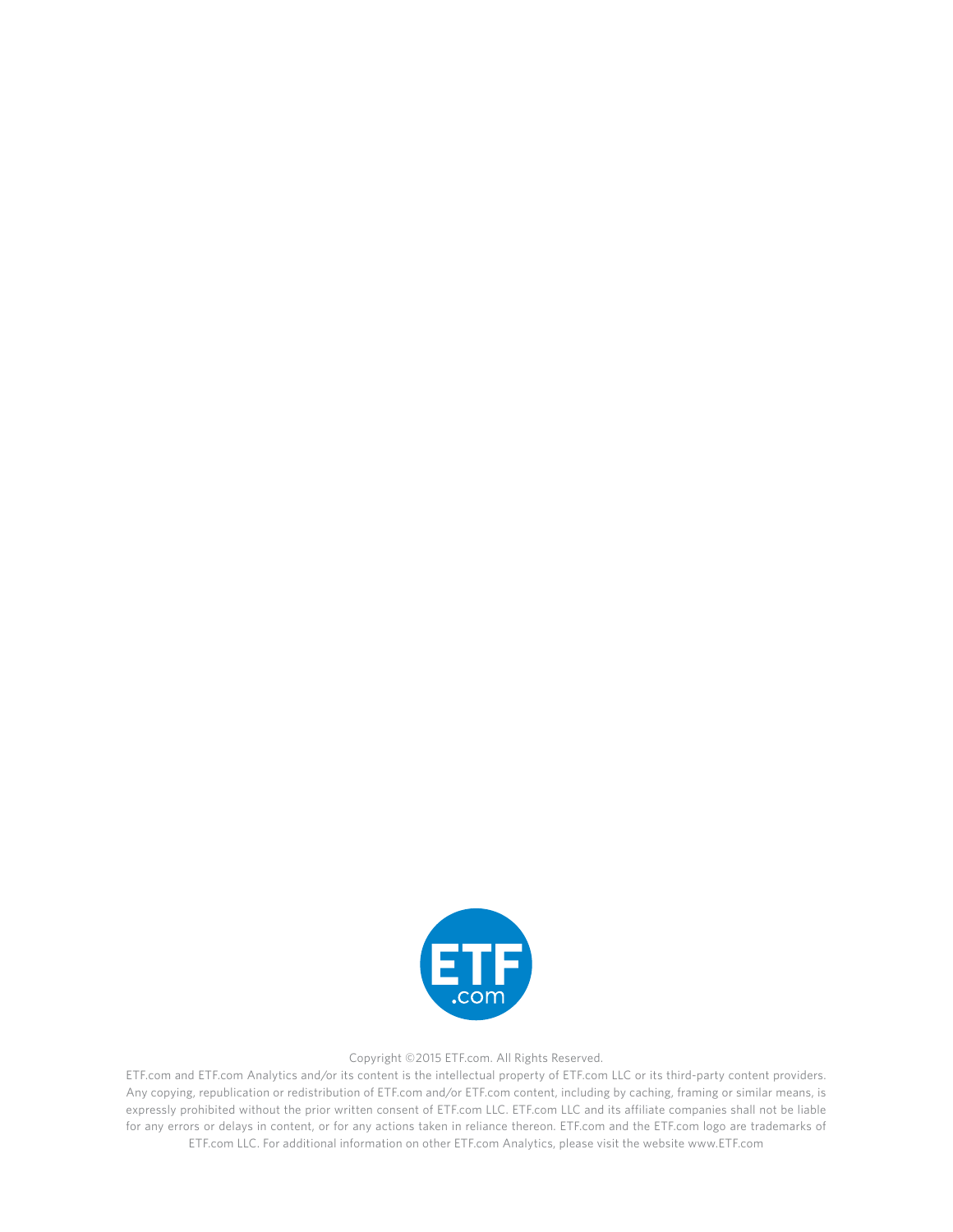Copyright ©2015 ETF.com. All Rights Reserved.

ETF.com and ETF.com Analytics and/or its content is the intellectual property of ETF.com LLC or its third-party content providers. Any copying, republication or redistribution of ETF.com and/or ETF.com content, including by caching, framing or similar means, is expressly prohibited without the prior written consent of ETF.com LLC. ETF.com LLC and its affiliate companies shall not be liable for any errors or delays in content, or for any actions taken in reliance thereon. ETF.com and the ETF.com logo are trademarks of ETF.com LLC. For additional information on other ETF.com Analytics, please visit the website www.ETF.com